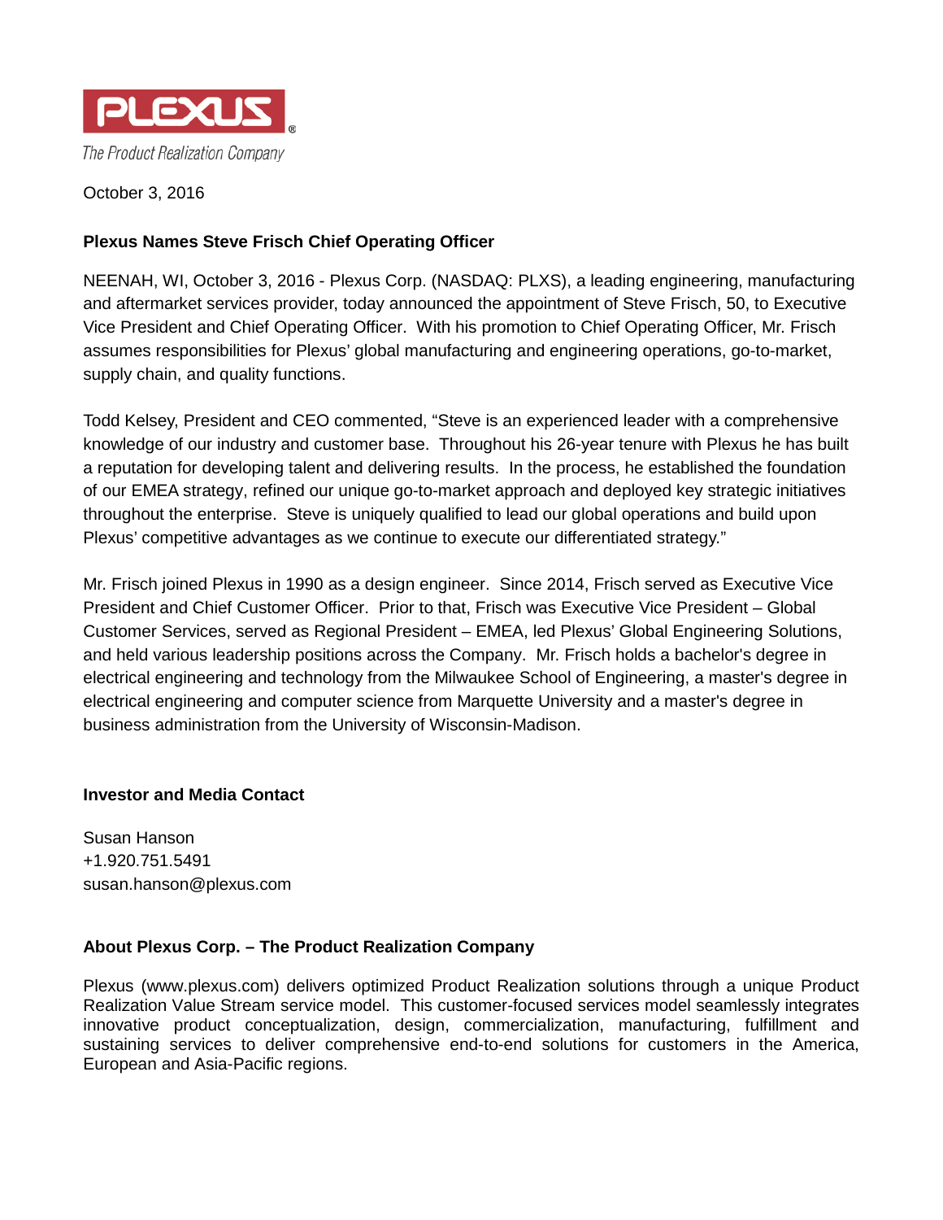PLEXUS®

*The Product Realization Company*

October 3, 2016

**Plexus Names Steve Frisch Chief Operating Officer**

NEENAH, WI, October 3, 2016 - Plexus Corp. (NASDAQ: PLXS), a leading engineering, manufacturing and aftermarket services provider, today announced the appointment of Steve Frisch, 50, to Executive Vice President and Chief Operating Officer. With his promotion to Chief Operating Officer, Mr. Frisch assumes responsibilities for Plexus' global manufacturing and engineering operations, go-to-market, supply chain, and quality functions.

Todd Kelsey, President and CEO commented, "Steve is an experienced leader with a comprehensive knowledge of our industry and customer base. Throughout his 26-year tenure with Plexus he has built a reputation for developing talent and delivering results. In the process, he established the foundation of our EMEA strategy, refined our unique go-to-market approach and deployed key strategic initiatives throughout the enterprise. Steve is uniquely qualified to lead our global operations and build upon Plexus' competitive advantages as we continue to execute our differentiated strategy."

Mr. Frisch joined Plexus in 1990 as a design engineer. Since 2014, Frisch served as Executive Vice President and Chief Customer Officer. Prior to that, Frisch was Executive Vice President – Global Customer Services, served as Regional President – EMEA, led Plexus' Global Engineering Solutions, and held various leadership positions across the Company. Mr. Frisch holds a bachelor's degree in electrical engineering and technology from the Milwaukee School of Engineering, a master's degree in electrical engineering and computer science from Marquette University and a master's degree in business administration from the University of Wisconsin-Madison.

**Investor and Media Contact**

Susan Hanson
+1.920.751.5491
susan.hanson@plexus.com

**About Plexus Corp. – The Product Realization Company**

Plexus (www.plexus.com) delivers optimized Product Realization solutions through a unique Product Realization Value Stream service model. This customer-focused services model seamlessly integrates innovative product conceptualization, design, commercialization, manufacturing, fulfillment and sustaining services to deliver comprehensive end-to-end solutions for customers in the America, European and Asia-Pacific regions.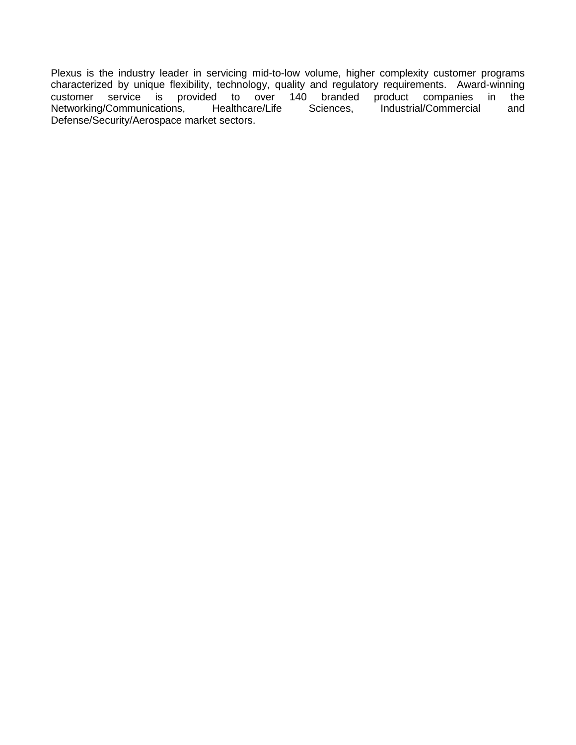Plexus is the industry leader in servicing mid-to-low volume, higher complexity customer programs characterized by unique flexibility, technology, quality and regulatory requirements. Award-winning customer service is provided to over 140 branded product companies in the Networking/Communications, Healthcare/Life Sciences, Industrial/Commercial and Defense/Security/Aerospace market sectors.